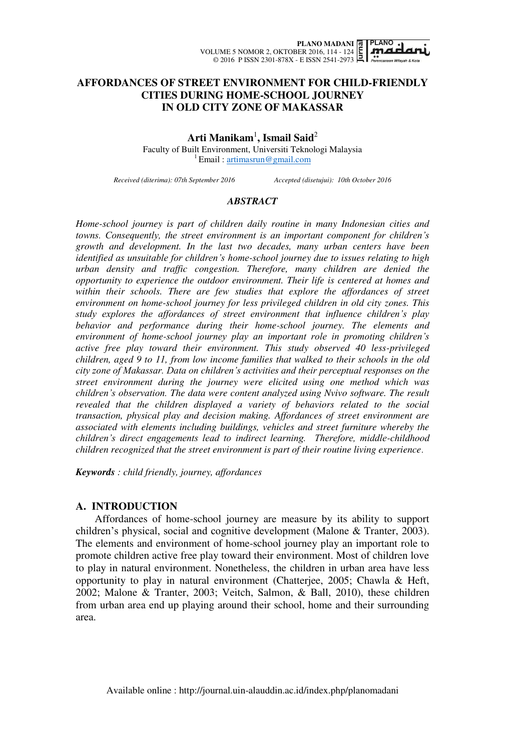# AFFORDANCES OF STREET ENVIRONMENT FOR CHILD-FRIENDLY CITIES DURING HOME-SCHOOL JOURNEY IN OLD CITY ZONE OF MAKASSAR

**Arti Manikam[1], Ismail Said[2]**

Faculty of Built Environment, Universiti Teknologi Malaysia
[1] Email : artimasrun@gmail.com

*Received (diterima): 07th September 2016* *Accepted (disetujui): 10th October 2016*

### *ABSTRACT*

*Home-school journey is part of children daily routine in many Indonesian cities and towns. Consequently, the street environment is an important component for children's growth and development. In the last two decades, many urban centers have been identified as unsuitable for children's home-school journey due to issues relating to high urban density and traffic congestion. Therefore, many children are denied the opportunity to experience the outdoor environment. Their life is centered at homes and within their schools. There are few studies that explore the affordances of street environment on home-school journey for less privileged children in old city zones. This study explores the affordances of street environment that influence children's play behavior and performance during their home-school journey. The elements and environment of home-school journey play an important role in promoting children's active free play toward their environment. This study observed 40 less-privileged children, aged 9 to 11, from low income families that walked to their schools in the old city zone of Makassar. Data on children's activities and their perceptual responses on the street environment during the journey were elicited using one method which was children's observation. The data were content analyzed using Nvivo software. The result revealed that the children displayed a variety of behaviors related to the social transaction, physical play and decision making. Affordances of street environment are associated with elements including buildings, vehicles and street furniture whereby the children's direct engagements lead to indirect learning. Therefore, middle-childhood children recognized that the street environment is part of their routine living experience.*

***Keywords** : child friendly, journey, affordances*

## A. INTRODUCTION

Affordances of home-school journey are measure by its ability to support children's physical, social and cognitive development (Malone & Tranter, 2003). The elements and environment of home-school journey play an important role to promote children active free play toward their environment. Most of children love to play in natural environment. Nonetheless, the children in urban area have less opportunity to play in natural environment (Chatterjee, 2005; Chawla & Heft, 2002; Malone & Tranter, 2003; Veitch, Salmon, & Ball, 2010), these children from urban area end up playing around their school, home and their surrounding area.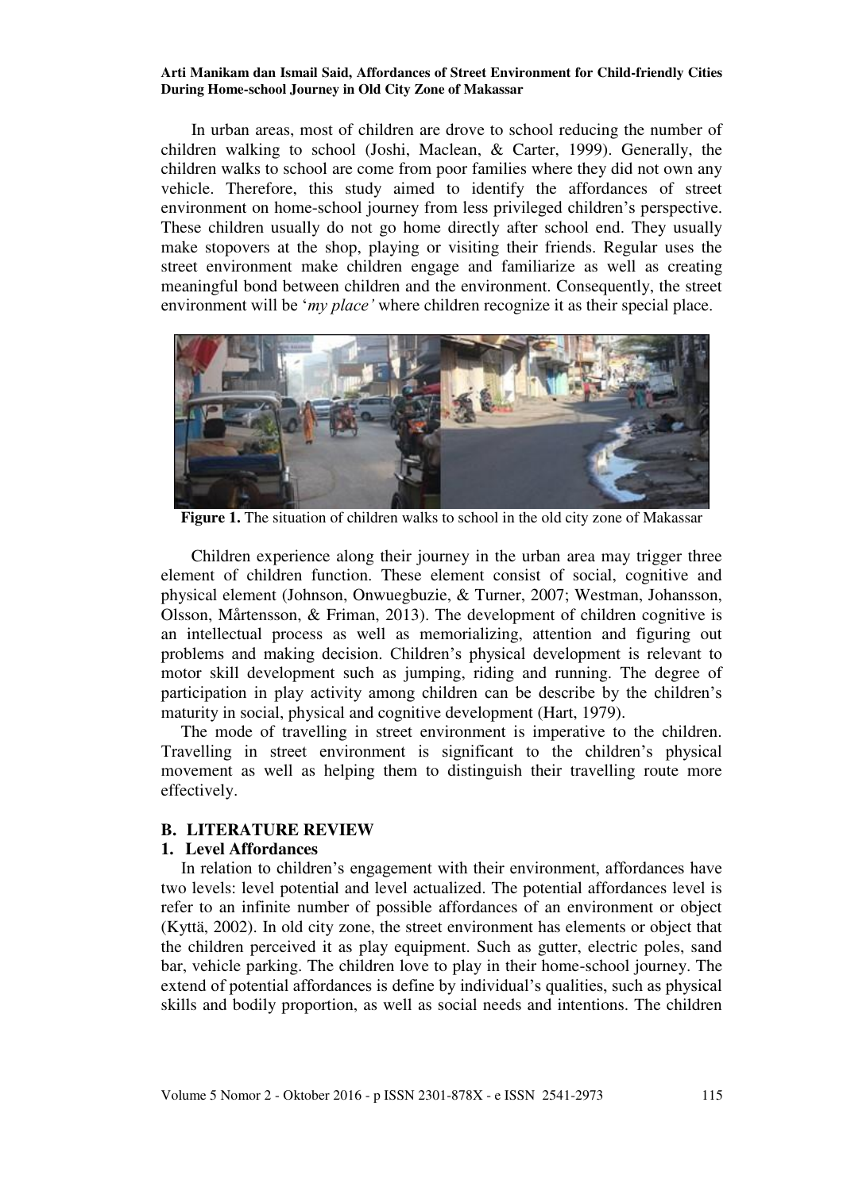In urban areas, most of children are drove to school reducing the number of children walking to school (Joshi, Maclean, & Carter, 1999). Generally, the children walks to school are come from poor families where they did not own any vehicle. Therefore, this study aimed to identify the affordances of street environment on home-school journey from less privileged children's perspective. These children usually do not go home directly after school end. They usually make stopovers at the shop, playing or visiting their friends. Regular uses the street environment make children engage and familiarize as well as creating meaningful bond between children and the environment. Consequently, the street environment will be '*my place'* where children recognize it as their special place.

**Figure 1.** The situation of children walks to school in the old city zone of Makassar

Children experience along their journey in the urban area may trigger three element of children function. These element consist of social, cognitive and physical element (Johnson, Onwuegbuzie, & Turner, 2007; Westman, Johansson, Olsson, Mårtensson, & Friman, 2013). The development of children cognitive is an intellectual process as well as memorializing, attention and figuring out problems and making decision. Children's physical development is relevant to motor skill development such as jumping, riding and running. The degree of participation in play activity among children can be describe by the children's maturity in social, physical and cognitive development (Hart, 1979).

The mode of travelling in street environment is imperative to the children. Travelling in street environment is significant to the children's physical movement as well as helping them to distinguish their travelling route more effectively.

## B. LITERATURE REVIEW

### 1. Level Affordances

In relation to children's engagement with their environment, affordances have two levels: level potential and level actualized. The potential affordances level is refer to an infinite number of possible affordances of an environment or object (Kyttä, 2002). In old city zone, the street environment has elements or object that the children perceived it as play equipment. Such as gutter, electric poles, sand bar, vehicle parking. The children love to play in their home-school journey. The extend of potential affordances is define by individual's qualities, such as physical skills and bodily proportion, as well as social needs and intentions. The children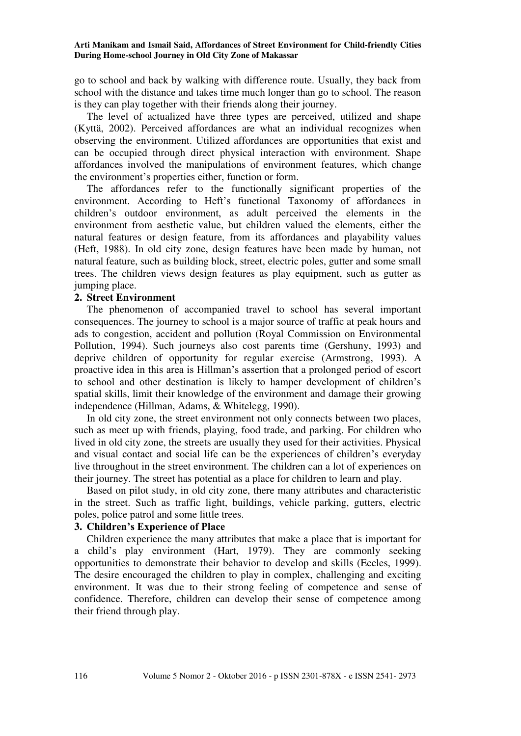go to school and back by walking with difference route. Usually, they back from school with the distance and takes time much longer than go to school. The reason is they can play together with their friends along their journey.

The level of actualized have three types are perceived, utilized and shape (Kyttä, 2002). Perceived affordances are what an individual recognizes when observing the environment. Utilized affordances are opportunities that exist and can be occupied through direct physical interaction with environment. Shape affordances involved the manipulations of environment features, which change the environment's properties either, function or form.

The affordances refer to the functionally significant properties of the environment. According to Heft's functional Taxonomy of affordances in children's outdoor environment, as adult perceived the elements in the environment from aesthetic value, but children valued the elements, either the natural features or design feature, from its affordances and playability values (Heft, 1988). In old city zone, design features have been made by human, not natural feature, such as building block, street, electric poles, gutter and some small trees. The children views design features as play equipment, such as gutter as jumping place.

### 2. Street Environment

The phenomenon of accompanied travel to school has several important consequences. The journey to school is a major source of traffic at peak hours and ads to congestion, accident and pollution (Royal Commission on Environmental Pollution, 1994). Such journeys also cost parents time (Gershuny, 1993) and deprive children of opportunity for regular exercise (Armstrong, 1993). A proactive idea in this area is Hillman's assertion that a prolonged period of escort to school and other destination is likely to hamper development of children's spatial skills, limit their knowledge of the environment and damage their growing independence (Hillman, Adams, & Whitelegg, 1990).

In old city zone, the street environment not only connects between two places, such as meet up with friends, playing, food trade, and parking. For children who lived in old city zone, the streets are usually they used for their activities. Physical and visual contact and social life can be the experiences of children's everyday live throughout in the street environment. The children can a lot of experiences on their journey. The street has potential as a place for children to learn and play.

Based on pilot study, in old city zone, there many attributes and characteristic in the street. Such as traffic light, buildings, vehicle parking, gutters, electric poles, police patrol and some little trees.

### 3. Children's Experience of Place

Children experience the many attributes that make a place that is important for a child's play environment (Hart, 1979). They are commonly seeking opportunities to demonstrate their behavior to develop and skills (Eccles, 1999). The desire encouraged the children to play in complex, challenging and exciting environment. It was due to their strong feeling of competence and sense of confidence. Therefore, children can develop their sense of competence among their friend through play.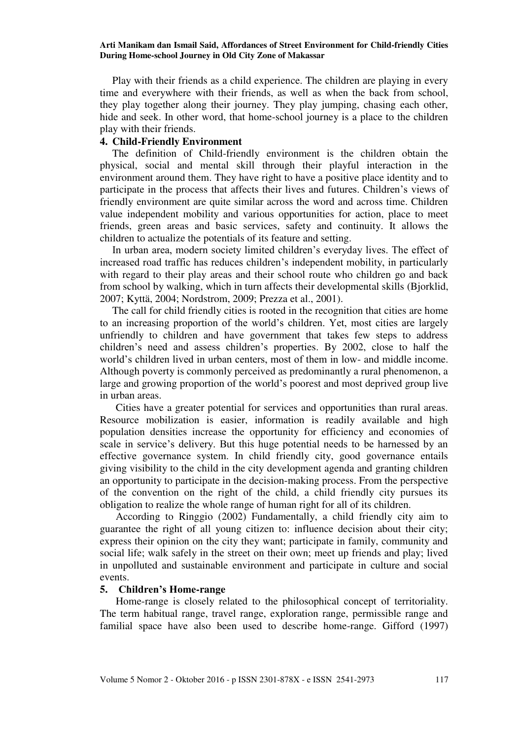Play with their friends as a child experience. The children are playing in every time and everywhere with their friends, as well as when the back from school, they play together along their journey. They play jumping, chasing each other, hide and seek. In other word, that home-school journey is a place to the children play with their friends.

### 4. Child-Friendly Environment

The definition of Child-friendly environment is the children obtain the physical, social and mental skill through their playful interaction in the environment around them. They have right to have a positive place identity and to participate in the process that affects their lives and futures. Children's views of friendly environment are quite similar across the word and across time. Children value independent mobility and various opportunities for action, place to meet friends, green areas and basic services, safety and continuity. It allows the children to actualize the potentials of its feature and setting.

In urban area, modern society limited children's everyday lives. The effect of increased road traffic has reduces children's independent mobility, in particularly with regard to their play areas and their school route who children go and back from school by walking, which in turn affects their developmental skills (Bjorklid, 2007; Kyttä, 2004; Nordstrom, 2009; Prezza et al., 2001).

The call for child friendly cities is rooted in the recognition that cities are home to an increasing proportion of the world's children. Yet, most cities are largely unfriendly to children and have government that takes few steps to address children's need and assess children's properties. By 2002, close to half the world's children lived in urban centers, most of them in low- and middle income. Although poverty is commonly perceived as predominantly a rural phenomenon, a large and growing proportion of the world's poorest and most deprived group live in urban areas.

Cities have a greater potential for services and opportunities than rural areas. Resource mobilization is easier, information is readily available and high population densities increase the opportunity for efficiency and economies of scale in service's delivery. But this huge potential needs to be harnessed by an effective governance system. In child friendly city, good governance entails giving visibility to the child in the city development agenda and granting children an opportunity to participate in the decision-making process. From the perspective of the convention on the right of the child, a child friendly city pursues its obligation to realize the whole range of human right for all of its children.

According to Ringgio (2002) Fundamentally, a child friendly city aim to guarantee the right of all young citizen to: influence decision about their city; express their opinion on the city they want; participate in family, community and social life; walk safely in the street on their own; meet up friends and play; lived in unpolluted and sustainable environment and participate in culture and social events.

### 5. Children's Home-range

Home-range is closely related to the philosophical concept of territoriality. The term habitual range, travel range, exploration range, permissible range and familial space have also been used to describe home-range. Gifford (1997)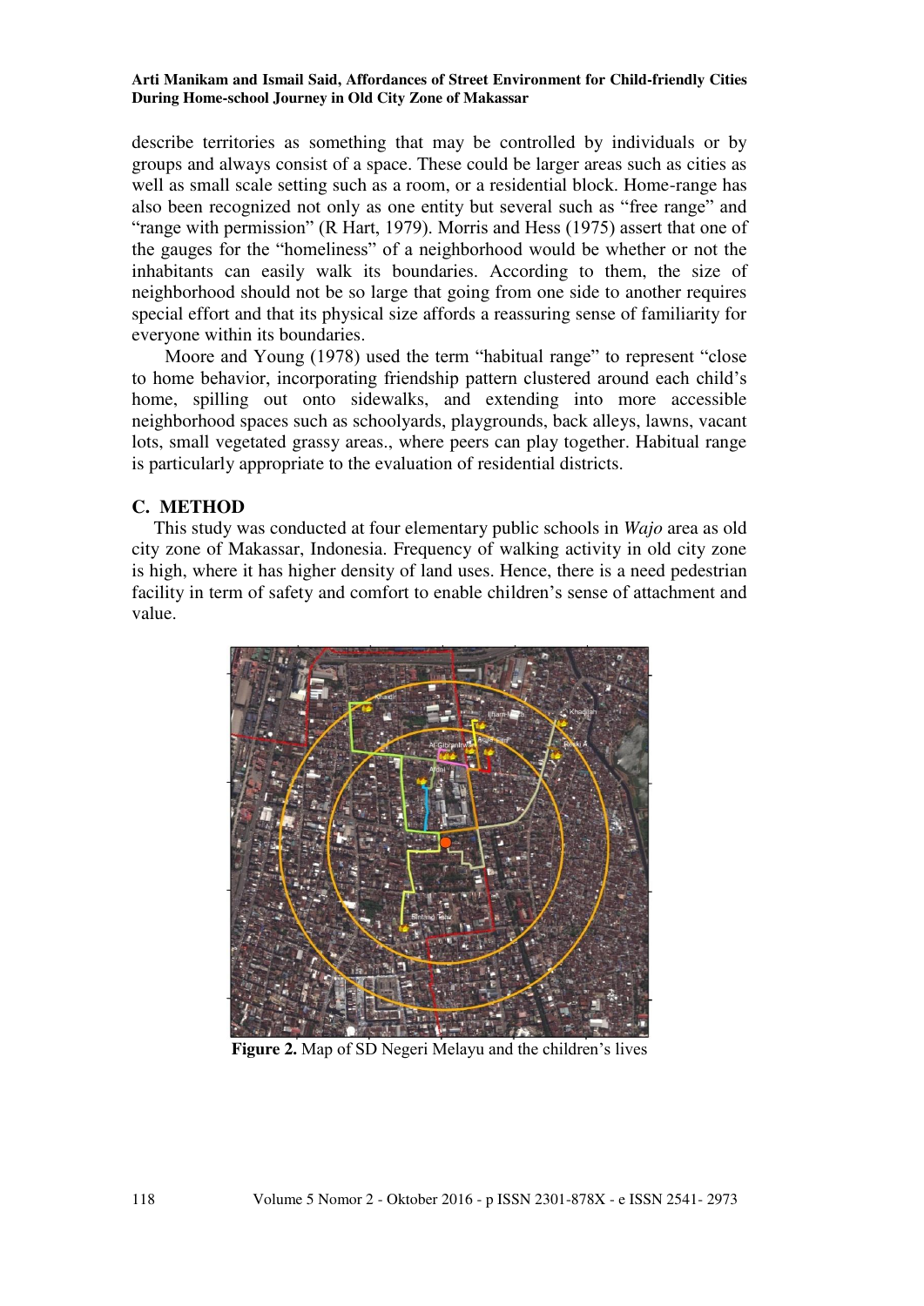describe territories as something that may be controlled by individuals or by groups and always consist of a space. These could be larger areas such as cities as well as small scale setting such as a room, or a residential block. Home-range has also been recognized not only as one entity but several such as "free range" and "range with permission" (R Hart, 1979). Morris and Hess (1975) assert that one of the gauges for the "homeliness" of a neighborhood would be whether or not the inhabitants can easily walk its boundaries. According to them, the size of neighborhood should not be so large that going from one side to another requires special effort and that its physical size affords a reassuring sense of familiarity for everyone within its boundaries.

Moore and Young (1978) used the term "habitual range" to represent "close to home behavior, incorporating friendship pattern clustered around each child's home, spilling out onto sidewalks, and extending into more accessible neighborhood spaces such as schoolyards, playgrounds, back alleys, lawns, vacant lots, small vegetated grassy areas., where peers can play together. Habitual range is particularly appropriate to the evaluation of residential districts.

## C. METHOD

This study was conducted at four elementary public schools in *Wajo* area as old city zone of Makassar, Indonesia. Frequency of walking activity in old city zone is high, where it has higher density of land uses. Hence, there is a need pedestrian facility in term of safety and comfort to enable children's sense of attachment and value.

**Figure 2.** Map of SD Negeri Melayu and the children's lives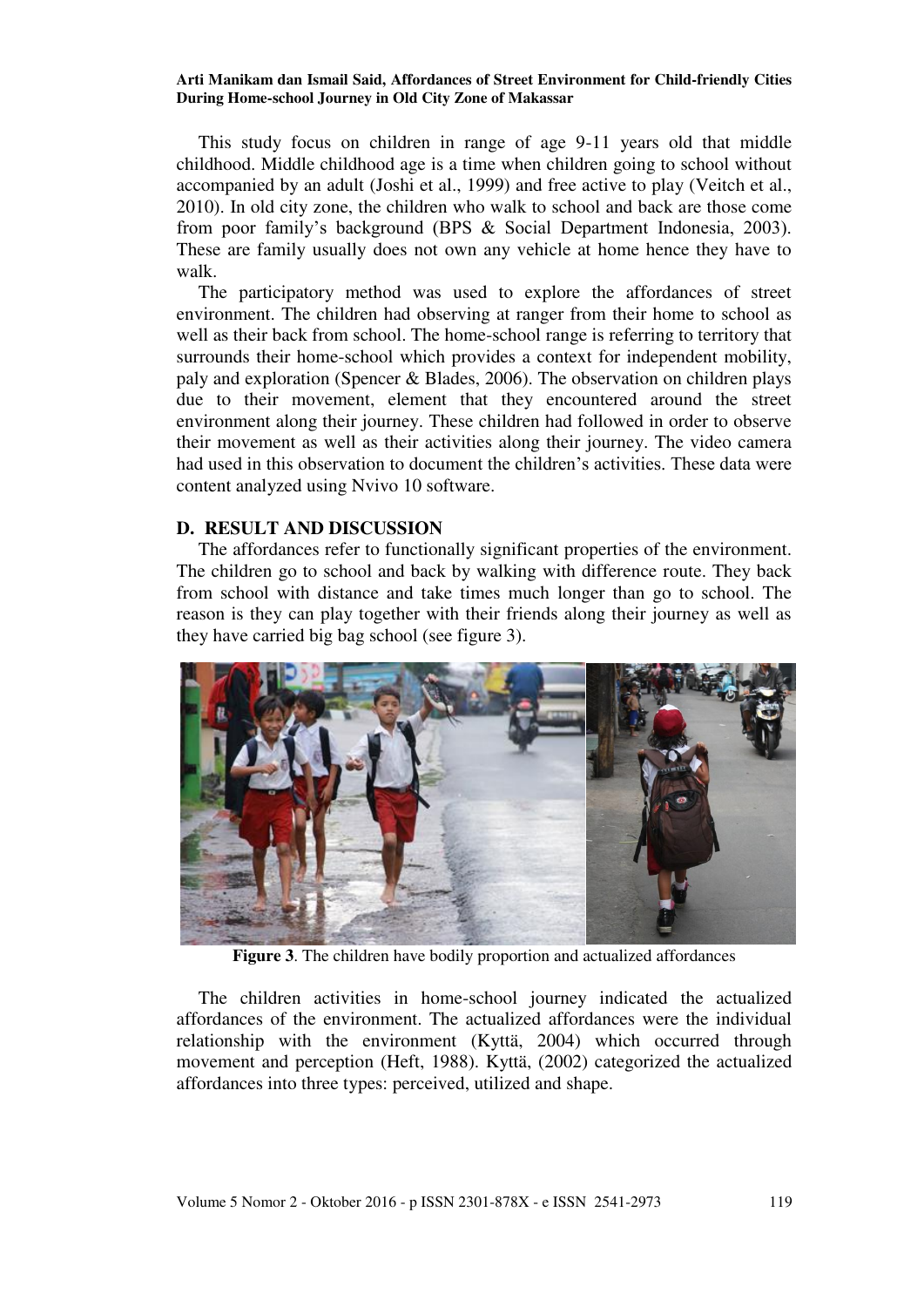This study focus on children in range of age 9-11 years old that middle childhood. Middle childhood age is a time when children going to school without accompanied by an adult (Joshi et al., 1999) and free active to play (Veitch et al., 2010). In old city zone, the children who walk to school and back are those come from poor family's background (BPS & Social Department Indonesia, 2003). These are family usually does not own any vehicle at home hence they have to walk.

The participatory method was used to explore the affordances of street environment. The children had observing at ranger from their home to school as well as their back from school. The home-school range is referring to territory that surrounds their home-school which provides a context for independent mobility, paly and exploration (Spencer & Blades, 2006). The observation on children plays due to their movement, element that they encountered around the street environment along their journey. These children had followed in order to observe their movement as well as their activities along their journey. The video camera had used in this observation to document the children's activities. These data were content analyzed using Nvivo 10 software.

## D. RESULT AND DISCUSSION

The affordances refer to functionally significant properties of the environment. The children go to school and back by walking with difference route. They back from school with distance and take times much longer than go to school. The reason is they can play together with their friends along their journey as well as they have carried big bag school (see figure 3).

**Figure 3**. The children have bodily proportion and actualized affordances

The children activities in home-school journey indicated the actualized affordances of the environment. The actualized affordances were the individual relationship with the environment (Kyttä, 2004) which occurred through movement and perception (Heft, 1988). Kyttä, (2002) categorized the actualized affordances into three types: perceived, utilized and shape.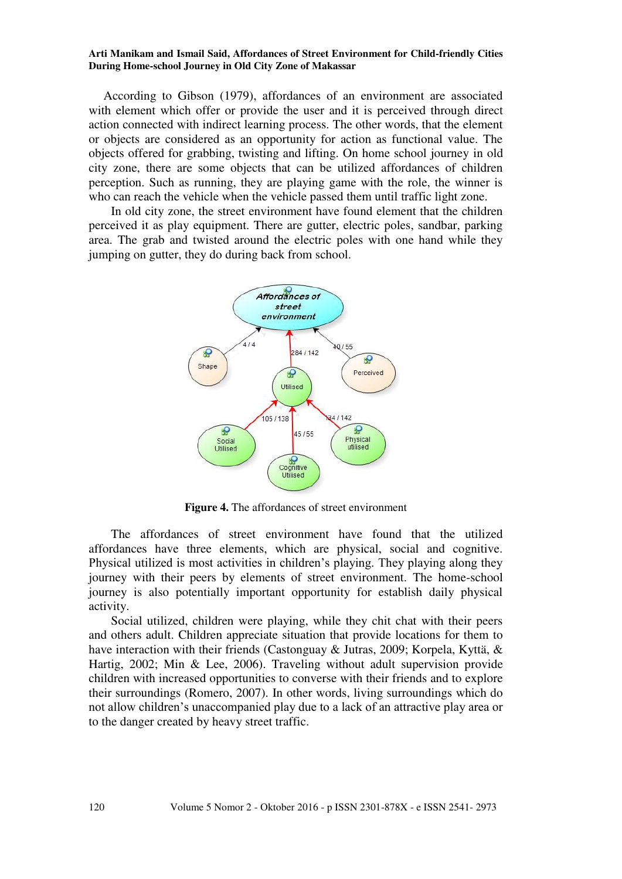According to Gibson (1979), affordances of an environment are associated with element which offer or provide the user and it is perceived through direct action connected with indirect learning process. The other words, that the element or objects are considered as an opportunity for action as functional value. The objects offered for grabbing, twisting and lifting. On home school journey in old city zone, there are some objects that can be utilized affordances of children perception. Such as running, they are playing game with the role, the winner is who can reach the vehicle when the vehicle passed them until traffic light zone.

In old city zone, the street environment have found element that the children perceived it as play equipment. There are gutter, electric poles, sandbar, parking area. The grab and twisted around the electric poles with one hand while they jumping on gutter, they do during back from school.

**Figure 4.** The affordances of street environment

The affordances of street environment have found that the utilized affordances have three elements, which are physical, social and cognitive. Physical utilized is most activities in children's playing. They playing along they journey with their peers by elements of street environment. The home-school journey is also potentially important opportunity for establish daily physical activity.

Social utilized, children were playing, while they chit chat with their peers and others adult. Children appreciate situation that provide locations for them to have interaction with their friends (Castonguay & Jutras, 2009; Korpela, Kyttä, & Hartig, 2002; Min & Lee, 2006). Traveling without adult supervision provide children with increased opportunities to converse with their friends and to explore their surroundings (Romero, 2007). In other words, living surroundings which do not allow children's unaccompanied play due to a lack of an attractive play area or to the danger created by heavy street traffic.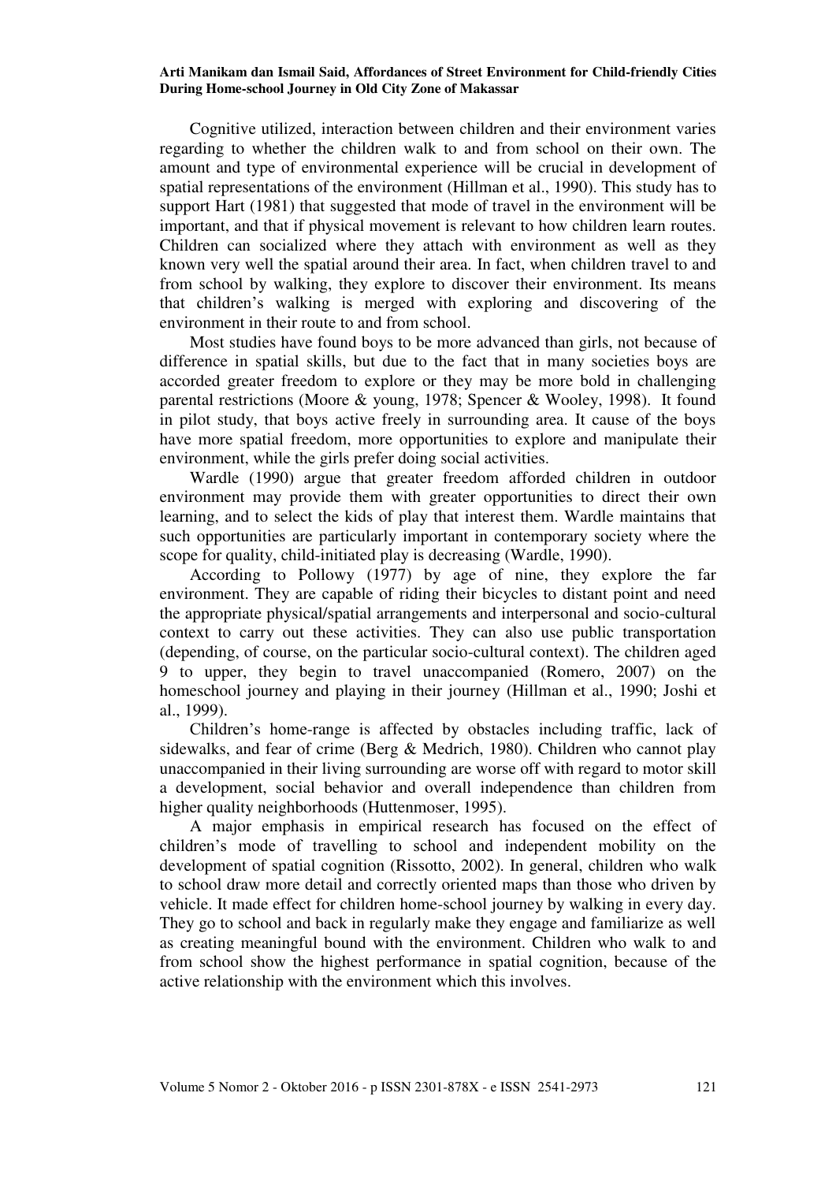Cognitive utilized, interaction between children and their environment varies regarding to whether the children walk to and from school on their own. The amount and type of environmental experience will be crucial in development of spatial representations of the environment (Hillman et al., 1990). This study has to support Hart (1981) that suggested that mode of travel in the environment will be important, and that if physical movement is relevant to how children learn routes. Children can socialized where they attach with environment as well as they known very well the spatial around their area. In fact, when children travel to and from school by walking, they explore to discover their environment. Its means that children's walking is merged with exploring and discovering of the environment in their route to and from school.

Most studies have found boys to be more advanced than girls, not because of difference in spatial skills, but due to the fact that in many societies boys are accorded greater freedom to explore or they may be more bold in challenging parental restrictions (Moore & young, 1978; Spencer & Wooley, 1998). It found in pilot study, that boys active freely in surrounding area. It cause of the boys have more spatial freedom, more opportunities to explore and manipulate their environment, while the girls prefer doing social activities.

Wardle (1990) argue that greater freedom afforded children in outdoor environment may provide them with greater opportunities to direct their own learning, and to select the kids of play that interest them. Wardle maintains that such opportunities are particularly important in contemporary society where the scope for quality, child-initiated play is decreasing (Wardle, 1990).

According to Pollowy (1977) by age of nine, they explore the far environment. They are capable of riding their bicycles to distant point and need the appropriate physical/spatial arrangements and interpersonal and socio-cultural context to carry out these activities. They can also use public transportation (depending, of course, on the particular socio-cultural context). The children aged 9 to upper, they begin to travel unaccompanied (Romero, 2007) on the homeschool journey and playing in their journey (Hillman et al., 1990; Joshi et al., 1999).

Children's home-range is affected by obstacles including traffic, lack of sidewalks, and fear of crime (Berg & Medrich, 1980). Children who cannot play unaccompanied in their living surrounding are worse off with regard to motor skill a development, social behavior and overall independence than children from higher quality neighborhoods (Huttenmoser, 1995).

A major emphasis in empirical research has focused on the effect of children's mode of travelling to school and independent mobility on the development of spatial cognition (Rissotto, 2002). In general, children who walk to school draw more detail and correctly oriented maps than those who driven by vehicle. It made effect for children home-school journey by walking in every day. They go to school and back in regularly make they engage and familiarize as well as creating meaningful bound with the environment. Children who walk to and from school show the highest performance in spatial cognition, because of the active relationship with the environment which this involves.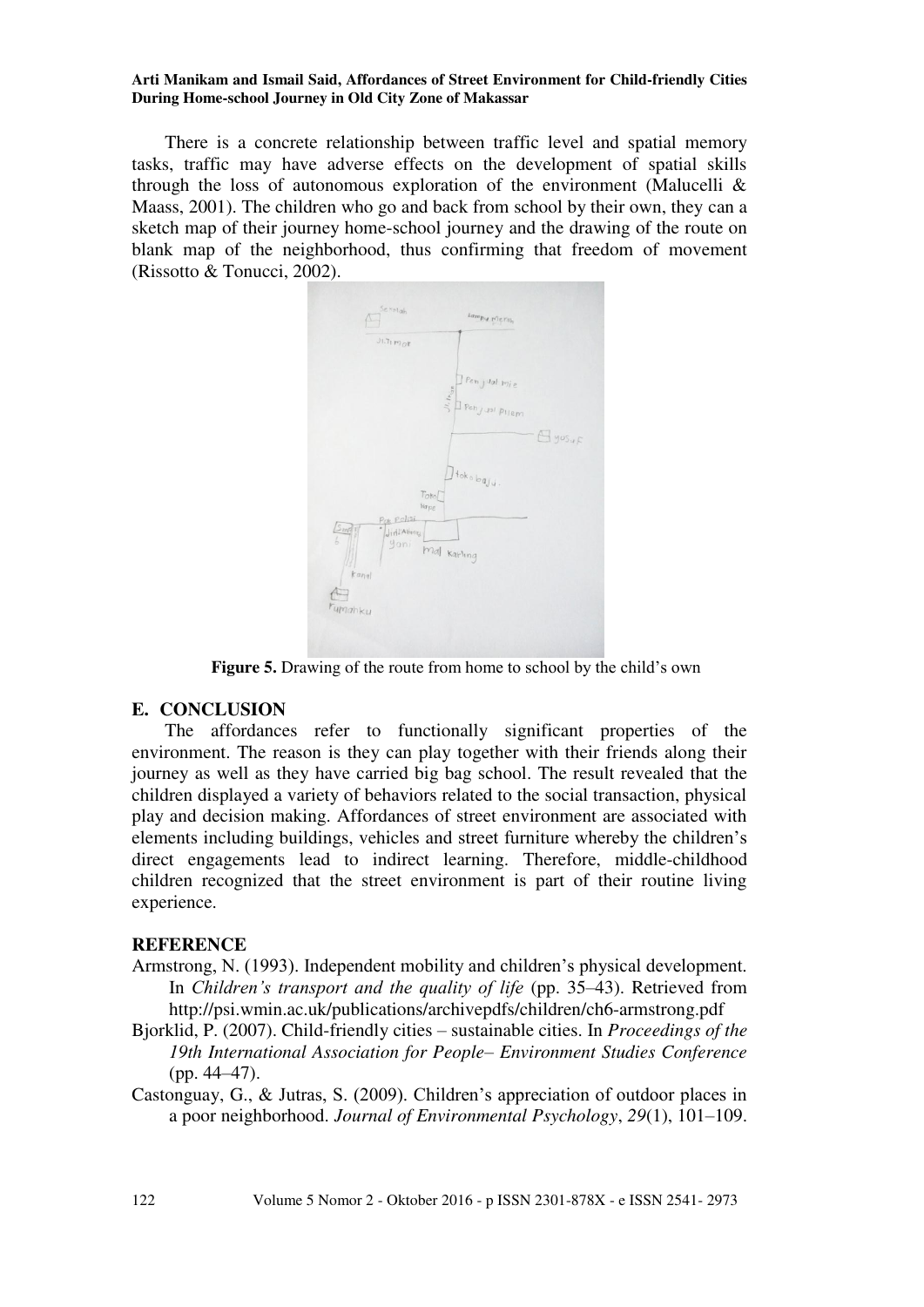There is a concrete relationship between traffic level and spatial memory tasks, traffic may have adverse effects on the development of spatial skills through the loss of autonomous exploration of the environment (Malucelli & Maass, 2001). The children who go and back from school by their own, they can a sketch map of their journey home-school journey and the drawing of the route on blank map of the neighborhood, thus confirming that freedom of movement (Rissotto & Tonucci, 2002).

**Figure 5.** Drawing of the route from home to school by the child's own

## E. CONCLUSION

The affordances refer to functionally significant properties of the environment. The reason is they can play together with their friends along their journey as well as they have carried big bag school. The result revealed that the children displayed a variety of behaviors related to the social transaction, physical play and decision making. Affordances of street environment are associated with elements including buildings, vehicles and street furniture whereby the children's direct engagements lead to indirect learning. Therefore, middle-childhood children recognized that the street environment is part of their routine living experience.

## REFERENCE

Armstrong, N. (1993). Independent mobility and children's physical development. In *Children's transport and the quality of life* (pp. 35–43). Retrieved from http://psi.wmin.ac.uk/publications/archivepdfs/children/ch6-armstrong.pdf

Bjorklid, P. (2007). Child-friendly cities – sustainable cities. In *Proceedings of the 19th International Association for People– Environment Studies Conference* (pp. 44–47).

Castonguay, G., & Jutras, S. (2009). Children's appreciation of outdoor places in a poor neighborhood. *Journal of Environmental Psychology*, *29*(1), 101–109.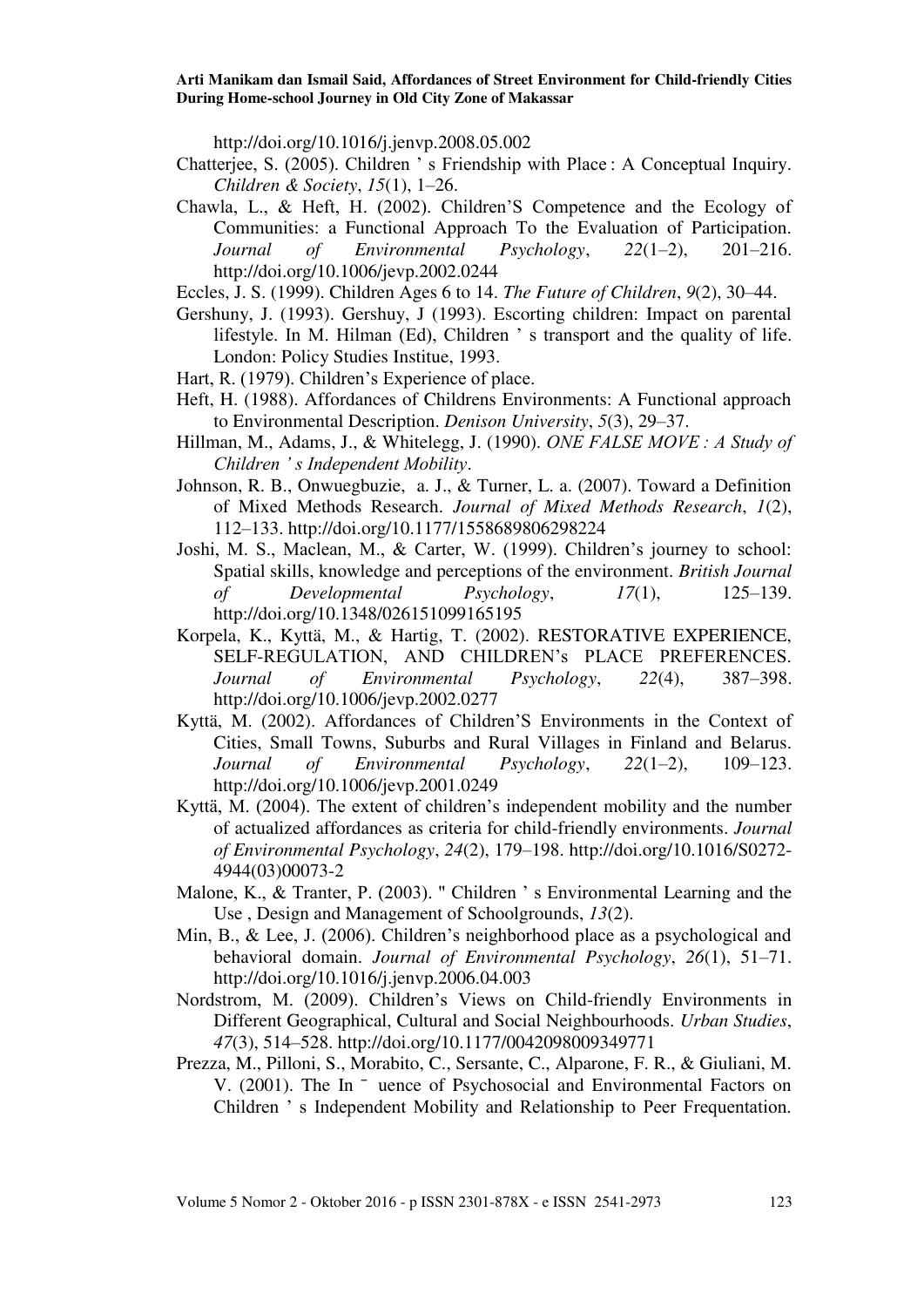http://doi.org/10.1016/j.jenvp.2008.05.002

Chatterjee, S. (2005). Children ' s Friendship with Place : A Conceptual Inquiry. *Children & Society*, *15*(1), 1–26.

Chawla, L., & Heft, H. (2002). Children'S Competence and the Ecology of Communities: a Functional Approach To the Evaluation of Participation. *Journal of Environmental Psychology*, *22*(1–2), 201–216. http://doi.org/10.1006/jevp.2002.0244

Eccles, J. S. (1999). Children Ages 6 to 14. *The Future of Children*, *9*(2), 30–44.

Gershuny, J. (1993). Gershuy, J (1993). Escorting children: Impact on parental lifestyle. In M. Hilman (Ed), Children ' s transport and the quality of life. London: Policy Studies Institue, 1993.

Hart, R. (1979). Children's Experience of place.

Heft, H. (1988). Affordances of Childrens Environments: A Functional approach to Environmental Description. *Denison University*, *5*(3), 29–37.

Hillman, M., Adams, J., & Whitelegg, J. (1990). *ONE FALSE MOVE : A Study of Children ' s Independent Mobility*.

Johnson, R. B., Onwuegbuzie, a. J., & Turner, L. a. (2007). Toward a Definition of Mixed Methods Research. *Journal of Mixed Methods Research*, *1*(2), 112–133. http://doi.org/10.1177/1558689806298224

Joshi, M. S., Maclean, M., & Carter, W. (1999). Children's journey to school: Spatial skills, knowledge and perceptions of the environment. *British Journal of Developmental Psychology*, *17*(1), 125–139. http://doi.org/10.1348/026151099165195

Korpela, K., Kyttä, M., & Hartig, T. (2002). RESTORATIVE EXPERIENCE, SELF-REGULATION, AND CHILDREN's PLACE PREFERENCES. *Journal of Environmental Psychology*, *22*(4), 387–398. http://doi.org/10.1006/jevp.2002.0277

Kyttä, M. (2002). Affordances of Children'S Environments in the Context of Cities, Small Towns, Suburbs and Rural Villages in Finland and Belarus. *Journal of Environmental Psychology*, *22*(1–2), 109–123. http://doi.org/10.1006/jevp.2001.0249

Kyttä, M. (2004). The extent of children's independent mobility and the number of actualized affordances as criteria for child-friendly environments. *Journal of Environmental Psychology*, *24*(2), 179–198. http://doi.org/10.1016/S0272-4944(03)00073-2

Malone, K., & Tranter, P. (2003). " Children ' s Environmental Learning and the Use , Design and Management of Schoolgrounds, *13*(2).

Min, B., & Lee, J. (2006). Children's neighborhood place as a psychological and behavioral domain. *Journal of Environmental Psychology*, *26*(1), 51–71. http://doi.org/10.1016/j.jenvp.2006.04.003

Nordstrom, M. (2009). Children's Views on Child-friendly Environments in Different Geographical, Cultural and Social Neighbourhoods. *Urban Studies*, *47*(3), 514–528. http://doi.org/10.1177/0042098009349771

Prezza, M., Pilloni, S., Morabito, C., Sersante, C., Alparone, F. R., & Giuliani, M. V. (2001). The In ¯ uence of Psychosocial and Environmental Factors on Children ' s Independent Mobility and Relationship to Peer Frequentation.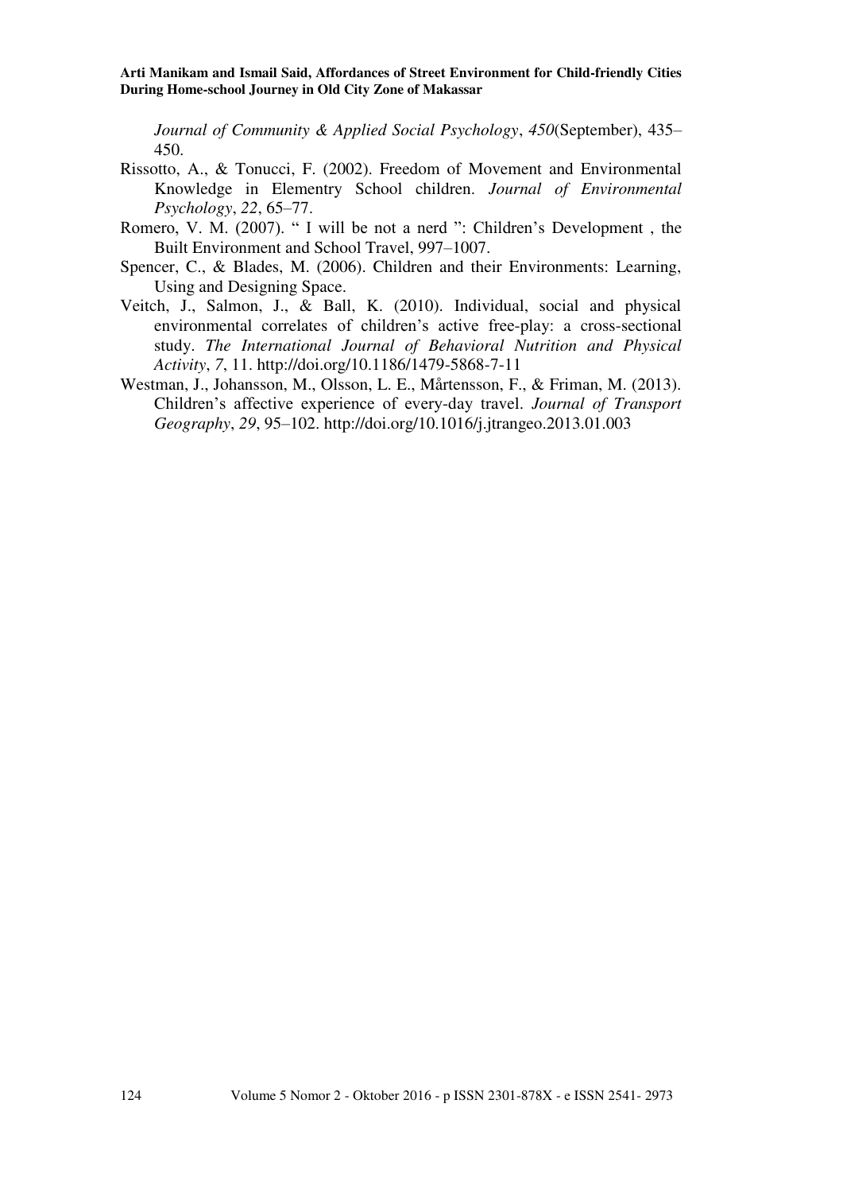*Journal of Community & Applied Social Psychology*, *450*(September), 435–450.

Rissotto, A., & Tonucci, F. (2002). Freedom of Movement and Environmental Knowledge in Elementry School children. *Journal of Environmental Psychology*, *22*, 65–77.

Romero, V. M. (2007). " I will be not a nerd ": Children's Development , the Built Environment and School Travel, 997–1007.

Spencer, C., & Blades, M. (2006). Children and their Environments: Learning, Using and Designing Space.

Veitch, J., Salmon, J., & Ball, K. (2010). Individual, social and physical environmental correlates of children's active free-play: a cross-sectional study. *The International Journal of Behavioral Nutrition and Physical Activity*, *7*, 11. http://doi.org/10.1186/1479-5868-7-11

Westman, J., Johansson, M., Olsson, L. E., Mårtensson, F., & Friman, M. (2013). Children's affective experience of every-day travel. *Journal of Transport Geography*, *29*, 95–102. http://doi.org/10.1016/j.jtrangeo.2013.01.003